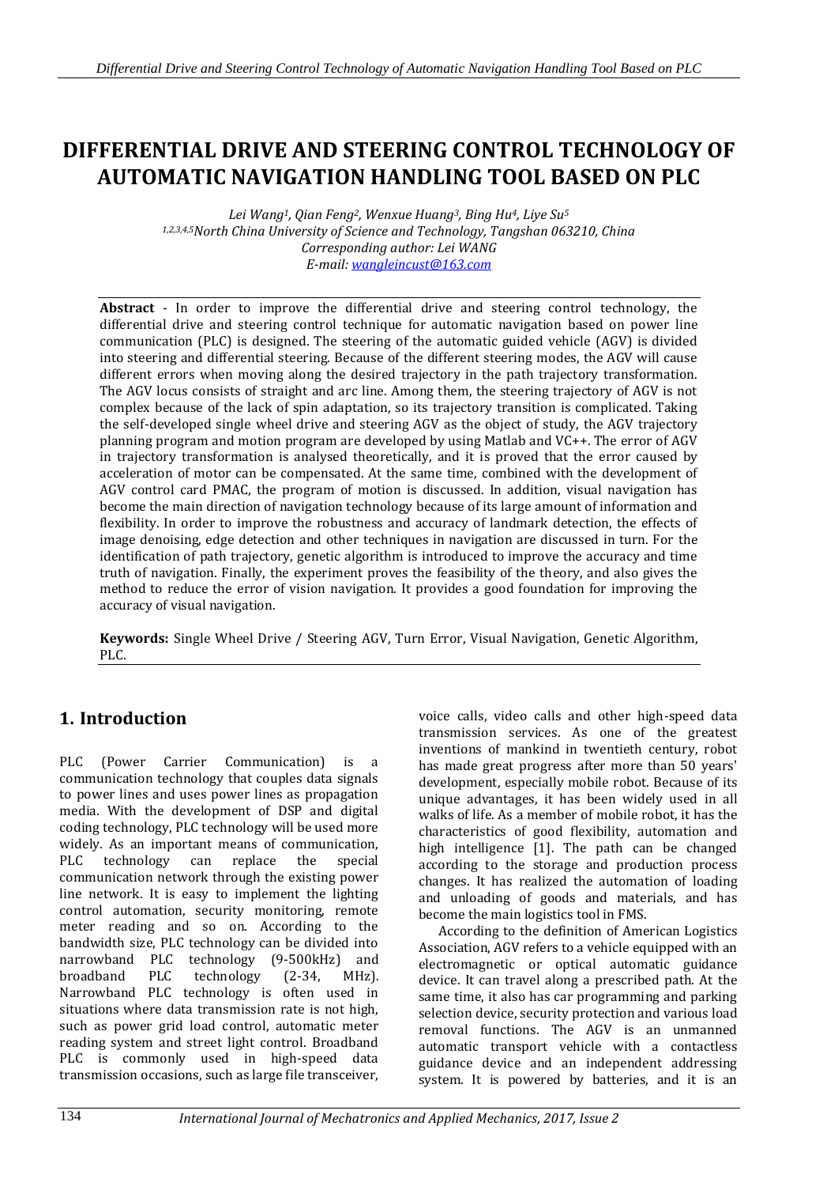# DIFFERENTIAL DRIVE AND STEERING CONTROL TECHNOLOGY OF AUTOMATIC NAVIGATION HANDLING TOOL BASED ON PLC

*Lei Wang[1], Qian Feng[2], Wenxue Huang[3], Bing Hu[4], Liye Su[5]*
*[1,2,3,4,5]North China University of Science and Technology, Tangshan 063210, China*
*Corresponding author: Lei WANG*
*E-mail: wangleincust@163.com*

**Abstract** - In order to improve the differential drive and steering control technology, the differential drive and steering control technique for automatic navigation based on power line communication (PLC) is designed. The steering of the automatic guided vehicle (AGV) is divided into steering and differential steering. Because of the different steering modes, the AGV will cause different errors when moving along the desired trajectory in the path trajectory transformation. The AGV locus consists of straight and arc line. Among them, the steering trajectory of AGV is not complex because of the lack of spin adaptation, so its trajectory transition is complicated. Taking the self-developed single wheel drive and steering AGV as the object of study, the AGV trajectory planning program and motion program are developed by using Matlab and VC++. The error of AGV in trajectory transformation is analysed theoretically, and it is proved that the error caused by acceleration of motor can be compensated. At the same time, combined with the development of AGV control card PMAC, the program of motion is discussed. In addition, visual navigation has become the main direction of navigation technology because of its large amount of information and flexibility. In order to improve the robustness and accuracy of landmark detection, the effects of image denoising, edge detection and other techniques in navigation are discussed in turn. For the identification of path trajectory, genetic algorithm is introduced to improve the accuracy and time truth of navigation. Finally, the experiment proves the feasibility of the theory, and also gives the method to reduce the error of vision navigation. It provides a good foundation for improving the accuracy of visual navigation.

**Keywords:** Single Wheel Drive / Steering AGV, Turn Error, Visual Navigation, Genetic Algorithm, PLC.

## 1. Introduction

PLC (Power Carrier Communication) is a communication technology that couples data signals to power lines and uses power lines as propagation media. With the development of DSP and digital coding technology, PLC technology will be used more widely. As an important means of communication, PLC technology can replace the special communication network through the existing power line network. It is easy to implement the lighting control automation, security monitoring, remote meter reading and so on. According to the bandwidth size, PLC technology can be divided into narrowband PLC technology (9-500kHz) and broadband PLC technology (2-34, MHz). Narrowband PLC technology is often used in situations where data transmission rate is not high, such as power grid load control, automatic meter reading system and street light control. Broadband PLC is commonly used in high-speed data transmission occasions, such as large file transceiver, voice calls, video calls and other high-speed data transmission services. As one of the greatest inventions of mankind in twentieth century, robot has made great progress after more than 50 years' development, especially mobile robot. Because of its unique advantages, it has been widely used in all walks of life. As a member of mobile robot, it has the characteristics of good flexibility, automation and high intelligence [1]. The path can be changed according to the storage and production process changes. It has realized the automation of loading and unloading of goods and materials, and has become the main logistics tool in FMS.

According to the definition of American Logistics Association, AGV refers to a vehicle equipped with an electromagnetic or optical automatic guidance device. It can travel along a prescribed path. At the same time, it also has car programming and parking selection device, security protection and various load removal functions. The AGV is an unmanned automatic transport vehicle with a contactless guidance device and an independent addressing system. It is powered by batteries, and it is an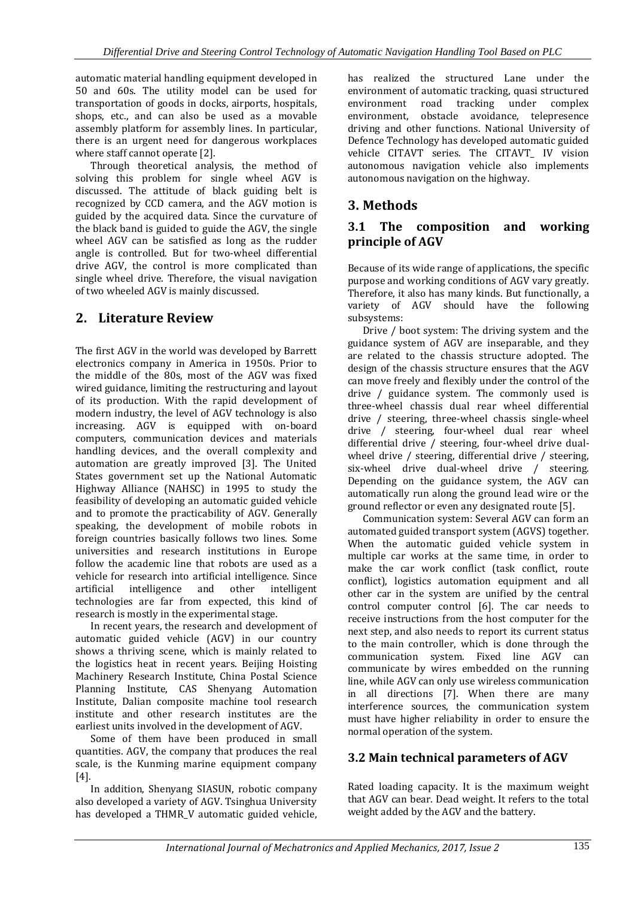automatic material handling equipment developed in 50 and 60s. The utility model can be used for transportation of goods in docks, airports, hospitals, shops, etc., and can also be used as a movable assembly platform for assembly lines. In particular, there is an urgent need for dangerous workplaces where staff cannot operate [2].

Through theoretical analysis, the method of solving this problem for single wheel AGV is discussed. The attitude of black guiding belt is recognized by CCD camera, and the AGV motion is guided by the acquired data. Since the curvature of the black band is guided to guide the AGV, the single wheel AGV can be satisfied as long as the rudder angle is controlled. But for two-wheel differential drive AGV, the control is more complicated than single wheel drive. Therefore, the visual navigation of two wheeled AGV is mainly discussed.

## 2. Literature Review

The first AGV in the world was developed by Barrett electronics company in America in 1950s. Prior to the middle of the 80s, most of the AGV was fixed wired guidance, limiting the restructuring and layout of its production. With the rapid development of modern industry, the level of AGV technology is also increasing. AGV is equipped with on-board computers, communication devices and materials handling devices, and the overall complexity and automation are greatly improved [3]. The United States government set up the National Automatic Highway Alliance (NAHSC) in 1995 to study the feasibility of developing an automatic guided vehicle and to promote the practicability of AGV. Generally speaking, the development of mobile robots in foreign countries basically follows two lines. Some universities and research institutions in Europe follow the academic line that robots are used as a vehicle for research into artificial intelligence. Since artificial intelligence and other intelligent technologies are far from expected, this kind of research is mostly in the experimental stage.

In recent years, the research and development of automatic guided vehicle (AGV) in our country shows a thriving scene, which is mainly related to the logistics heat in recent years. Beijing Hoisting Machinery Research Institute, China Postal Science Planning Institute, CAS Shenyang Automation Institute, Dalian composite machine tool research institute and other research institutes are the earliest units involved in the development of AGV.

Some of them have been produced in small quantities. AGV, the company that produces the real scale, is the Kunming marine equipment company [4].

In addition, Shenyang SIASUN, robotic company also developed a variety of AGV. Tsinghua University has developed a THMR_V automatic guided vehicle, has realized the structured Lane under the environment of automatic tracking, quasi structured environment road tracking under complex environment, obstacle avoidance, telepresence driving and other functions. National University of Defence Technology has developed automatic guided vehicle CITAVT series. The CITAVT_ IV vision autonomous navigation vehicle also implements autonomous navigation on the highway.

## 3. Methods

### 3.1 The composition and working principle of AGV

Because of its wide range of applications, the specific purpose and working conditions of AGV vary greatly. Therefore, it also has many kinds. But functionally, a variety of AGV should have the following subsystems:

Drive / boot system: The driving system and the guidance system of AGV are inseparable, and they are related to the chassis structure adopted. The design of the chassis structure ensures that the AGV can move freely and flexibly under the control of the drive / guidance system. The commonly used is three-wheel chassis dual rear wheel differential drive / steering, three-wheel chassis single-wheel drive / steering, four-wheel dual rear wheel differential drive / steering, four-wheel drive dual-wheel drive / steering, differential drive / steering, six-wheel drive dual-wheel drive / steering. Depending on the guidance system, the AGV can automatically run along the ground lead wire or the ground reflector or even any designated route [5].

Communication system: Several AGV can form an automated guided transport system (AGVS) together. When the automatic guided vehicle system in multiple car works at the same time, in order to make the car work conflict (task conflict, route conflict), logistics automation equipment and all other car in the system are unified by the central control computer control [6]. The car needs to receive instructions from the host computer for the next step, and also needs to report its current status to the main controller, which is done through the communication system. Fixed line AGV can communicate by wires embedded on the running line, while AGV can only use wireless communication in all directions [7]. When there are many interference sources, the communication system must have higher reliability in order to ensure the normal operation of the system.

### 3.2 Main technical parameters of AGV

Rated loading capacity. It is the maximum weight that AGV can bear. Dead weight. It refers to the total weight added by the AGV and the battery.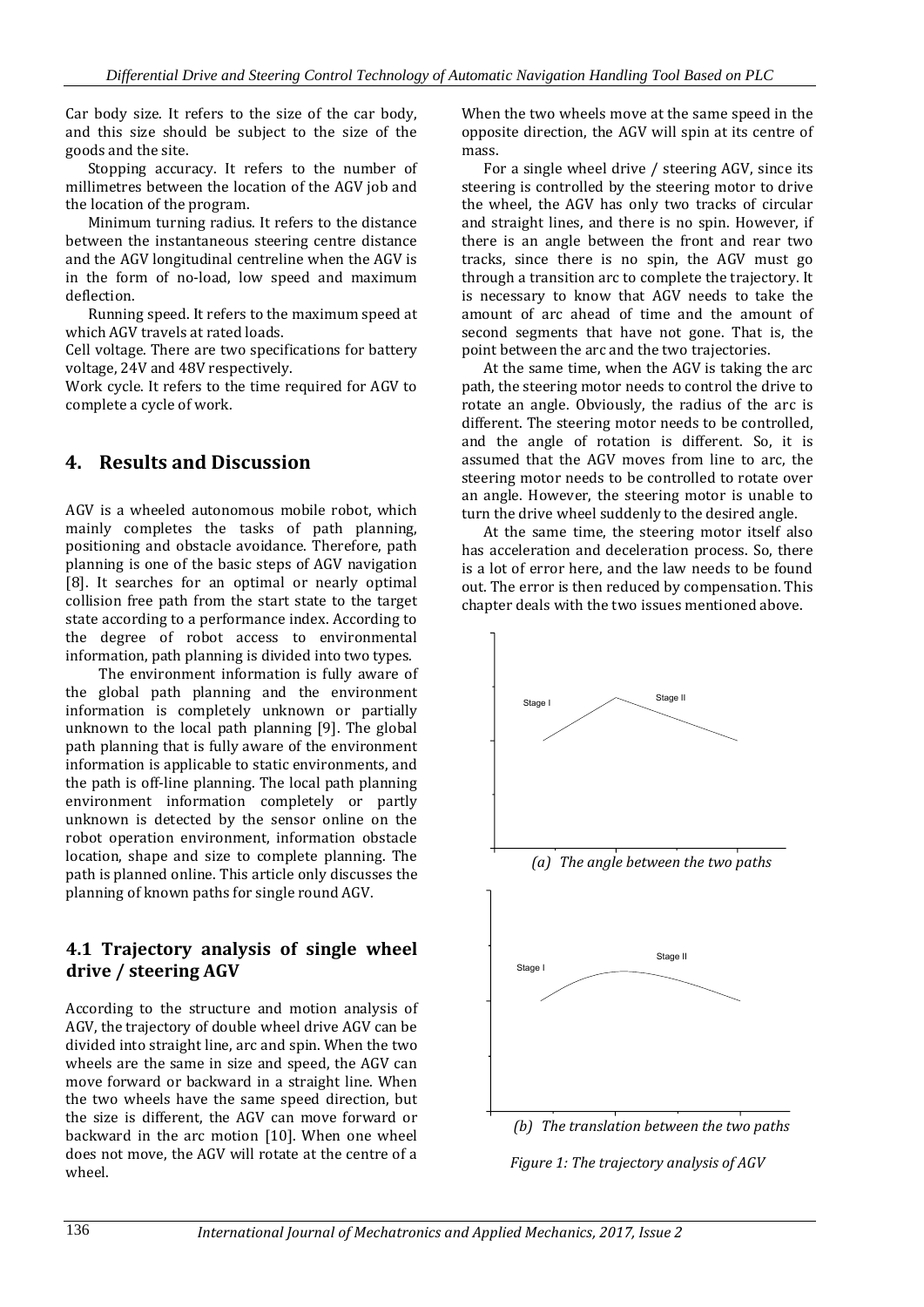Car body size. It refers to the size of the car body, and this size should be subject to the size of the goods and the site.

Stopping accuracy. It refers to the number of millimetres between the location of the AGV job and the location of the program.

Minimum turning radius. It refers to the distance between the instantaneous steering centre distance and the AGV longitudinal centreline when the AGV is in the form of no-load, low speed and maximum deflection.

Running speed. It refers to the maximum speed at which AGV travels at rated loads.

Cell voltage. There are two specifications for battery voltage, 24V and 48V respectively.

Work cycle. It refers to the time required for AGV to complete a cycle of work.

## 4. Results and Discussion

AGV is a wheeled autonomous mobile robot, which mainly completes the tasks of path planning, positioning and obstacle avoidance. Therefore, path planning is one of the basic steps of AGV navigation [8]. It searches for an optimal or nearly optimal collision free path from the start state to the target state according to a performance index. According to the degree of robot access to environmental information, path planning is divided into two types.

The environment information is fully aware of the global path planning and the environment information is completely unknown or partially unknown to the local path planning [9]. The global path planning that is fully aware of the environment information is applicable to static environments, and the path is off-line planning. The local path planning environment information completely or partly unknown is detected by the sensor online on the robot operation environment, information obstacle location, shape and size to complete planning. The path is planned online. This article only discusses the planning of known paths for single round AGV.

### 4.1 Trajectory analysis of single wheel drive / steering AGV

According to the structure and motion analysis of AGV, the trajectory of double wheel drive AGV can be divided into straight line, arc and spin. When the two wheels are the same in size and speed, the AGV can move forward or backward in a straight line. When the two wheels have the same speed direction, but the size is different, the AGV can move forward or backward in the arc motion [10]. When one wheel does not move, the AGV will rotate at the centre of a wheel.

When the two wheels move at the same speed in the opposite direction, the AGV will spin at its centre of mass.

For a single wheel drive / steering AGV, since its steering is controlled by the steering motor to drive the wheel, the AGV has only two tracks of circular and straight lines, and there is no spin. However, if there is an angle between the front and rear two tracks, since there is no spin, the AGV must go through a transition arc to complete the trajectory. It is necessary to know that AGV needs to take the amount of arc ahead of time and the amount of second segments that have not gone. That is, the point between the arc and the two trajectories.

At the same time, when the AGV is taking the arc path, the steering motor needs to control the drive to rotate an angle. Obviously, the radius of the arc is different. The steering motor needs to be controlled, and the angle of rotation is different. So, it is assumed that the AGV moves from line to arc, the steering motor needs to be controlled to rotate over an angle. However, the steering motor is unable to turn the drive wheel suddenly to the desired angle.

At the same time, the steering motor itself also has acceleration and deceleration process. So, there is a lot of error here, and the law needs to be found out. The error is then reduced by compensation. This chapter deals with the two issues mentioned above.

*(a) The angle between the two paths*

*(b) The translation between the two paths*

*Figure 1: The trajectory analysis of AGV*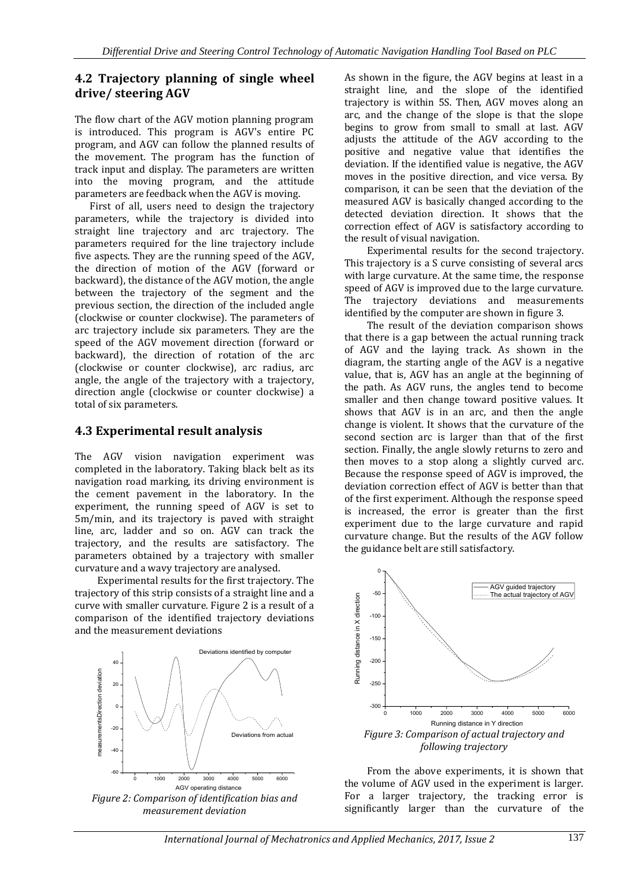## 4.2 Trajectory planning of single wheel drive/ steering AGV

The flow chart of the AGV motion planning program is introduced. This program is AGV's entire PC program, and AGV can follow the planned results of the movement. The program has the function of track input and display. The parameters are written into the moving program, and the attitude parameters are feedback when the AGV is moving.

First of all, users need to design the trajectory parameters, while the trajectory is divided into straight line trajectory and arc trajectory. The parameters required for the line trajectory include five aspects. They are the running speed of the AGV, the direction of motion of the AGV (forward or backward), the distance of the AGV motion, the angle between the trajectory of the segment and the previous section, the direction of the included angle (clockwise or counter clockwise). The parameters of arc trajectory include six parameters. They are the speed of the AGV movement direction (forward or backward), the direction of rotation of the arc (clockwise or counter clockwise), arc radius, arc angle, the angle of the trajectory with a trajectory, direction angle (clockwise or counter clockwise) a total of six parameters.

## 4.3 Experimental result analysis

The AGV vision navigation experiment was completed in the laboratory. Taking black belt as its navigation road marking, its driving environment is the cement pavement in the laboratory. In the experiment, the running speed of AGV is set to 5m/min, and its trajectory is paved with straight line, arc, ladder and so on. AGV can track the trajectory, and the results are satisfactory. The parameters obtained by a trajectory with smaller curvature and a wavy trajectory are analysed.

Experimental results for the first trajectory. The trajectory of this strip consists of a straight line and a curve with smaller curvature. Figure 2 is a result of a comparison of the identified trajectory deviations and the measurement deviations

*Figure 2: Comparison of identification bias and measurement deviation*

As shown in the figure, the AGV begins at least in a straight line, and the slope of the identified trajectory is within 5S. Then, AGV moves along an arc, and the change of the slope is that the slope begins to grow from small to small at last. AGV adjusts the attitude of the AGV according to the positive and negative value that identifies the deviation. If the identified value is negative, the AGV moves in the positive direction, and vice versa. By comparison, it can be seen that the deviation of the measured AGV is basically changed according to the detected deviation direction. It shows that the correction effect of AGV is satisfactory according to the result of visual navigation.

Experimental results for the second trajectory. This trajectory is a S curve consisting of several arcs with large curvature. At the same time, the response speed of AGV is improved due to the large curvature. The trajectory deviations and measurements identified by the computer are shown in figure 3.

The result of the deviation comparison shows that there is a gap between the actual running track of AGV and the laying track. As shown in the diagram, the starting angle of the AGV is a negative value, that is, AGV has an angle at the beginning of the path. As AGV runs, the angles tend to become smaller and then change toward positive values. It shows that AGV is in an arc, and then the angle change is violent. It shows that the curvature of the second section arc is larger than that of the first section. Finally, the angle slowly returns to zero and then moves to a stop along a slightly curved arc. Because the response speed of AGV is improved, the deviation correction effect of AGV is better than that of the first experiment. Although the response speed is increased, the error is greater than the first experiment due to the large curvature and rapid curvature change. But the results of the AGV follow the guidance belt are still satisfactory.

*Figure 3: Comparison of actual trajectory and following trajectory*

From the above experiments, it is shown that the volume of AGV used in the experiment is larger. For a larger trajectory, the tracking error is significantly larger than the curvature of the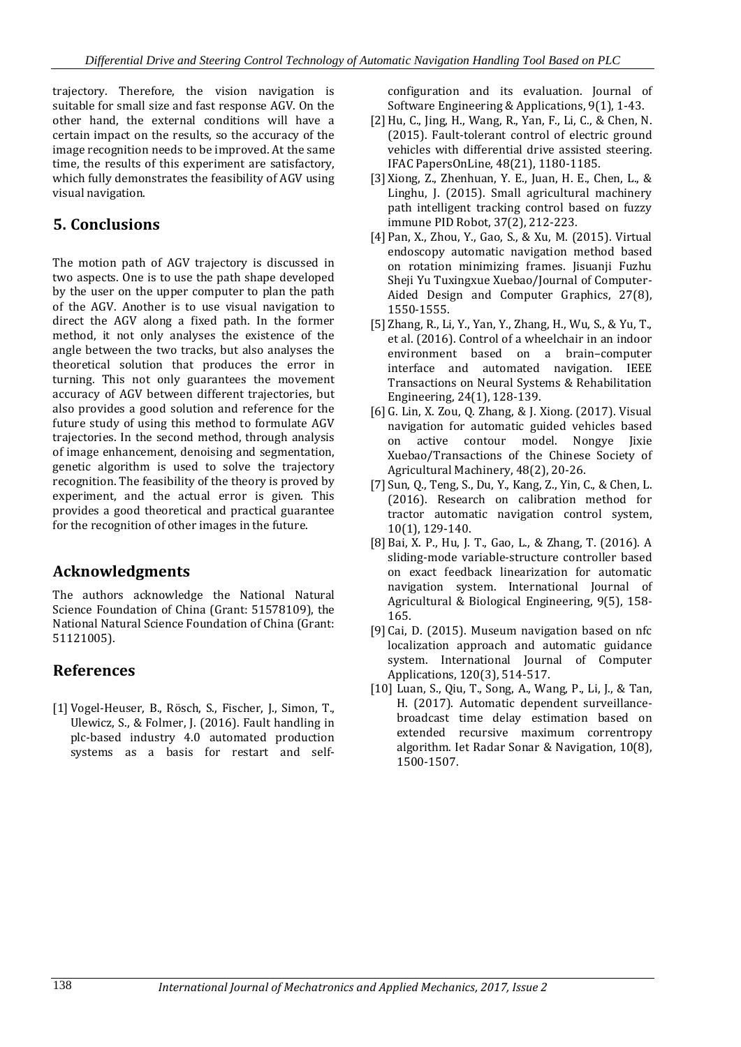trajectory. Therefore, the vision navigation is suitable for small size and fast response AGV. On the other hand, the external conditions will have a certain impact on the results, so the accuracy of the image recognition needs to be improved. At the same time, the results of this experiment are satisfactory, which fully demonstrates the feasibility of AGV using visual navigation.

## 5. Conclusions

The motion path of AGV trajectory is discussed in two aspects. One is to use the path shape developed by the user on the upper computer to plan the path of the AGV. Another is to use visual navigation to direct the AGV along a fixed path. In the former method, it not only analyses the existence of the angle between the two tracks, but also analyses the theoretical solution that produces the error in turning. This not only guarantees the movement accuracy of AGV between different trajectories, but also provides a good solution and reference for the future study of using this method to formulate AGV trajectories. In the second method, through analysis of image enhancement, denoising and segmentation, genetic algorithm is used to solve the trajectory recognition. The feasibility of the theory is proved by experiment, and the actual error is given. This provides a good theoretical and practical guarantee for the recognition of other images in the future.

## Acknowledgments

The authors acknowledge the National Natural Science Foundation of China (Grant: 51578109), the National Natural Science Foundation of China (Grant: 51121005).

## References

[1] Vogel-Heuser, B., Rösch, S., Fischer, J., Simon, T., Ulewicz, S., & Folmer, J. (2016). Fault handling in plc-based industry 4.0 automated production systems as a basis for restart and self-configuration and its evaluation. Journal of Software Engineering & Applications, 9(1), 1-43.

[2] Hu, C., Jing, H., Wang, R., Yan, F., Li, C., & Chen, N. (2015). Fault-tolerant control of electric ground vehicles with differential drive assisted steering. IFAC PapersOnLine, 48(21), 1180-1185.

[3] Xiong, Z., Zhenhuan, Y. E., Juan, H. E., Chen, L., & Linghu, J. (2015). Small agricultural machinery path intelligent tracking control based on fuzzy immune PID Robot, 37(2), 212-223.

[4] Pan, X., Zhou, Y., Gao, S., & Xu, M. (2015). Virtual endoscopy automatic navigation method based on rotation minimizing frames. Jisuanji Fuzhu Sheji Yu Tuxingxue Xuebao/Journal of Computer-Aided Design and Computer Graphics, 27(8), 1550-1555.

[5] Zhang, R., Li, Y., Yan, Y., Zhang, H., Wu, S., & Yu, T., et al. (2016). Control of a wheelchair in an indoor environment based on a brain–computer interface and automated navigation. IEEE Transactions on Neural Systems & Rehabilitation Engineering, 24(1), 128-139.

[6] G. Lin, X. Zou, Q. Zhang, & J. Xiong. (2017). Visual navigation for automatic guided vehicles based on active contour model. Nongye Jixie Xuebao/Transactions of the Chinese Society of Agricultural Machinery, 48(2), 20-26.

[7] Sun, Q., Teng, S., Du, Y., Kang, Z., Yin, C., & Chen, L. (2016). Research on calibration method for tractor automatic navigation control system, 10(1), 129-140.

[8] Bai, X. P., Hu, J. T., Gao, L., & Zhang, T. (2016). A sliding-mode variable-structure controller based on exact feedback linearization for automatic navigation system. International Journal of Agricultural & Biological Engineering, 9(5), 158-165.

[9] Cai, D. (2015). Museum navigation based on nfc localization approach and automatic guidance system. International Journal of Computer Applications, 120(3), 514-517.

[10] Luan, S., Qiu, T., Song, A., Wang, P., Li, J., & Tan, H. (2017). Automatic dependent surveillance-broadcast time delay estimation based on extended recursive maximum correntropy algorithm. Iet Radar Sonar & Navigation, 10(8), 1500-1507.